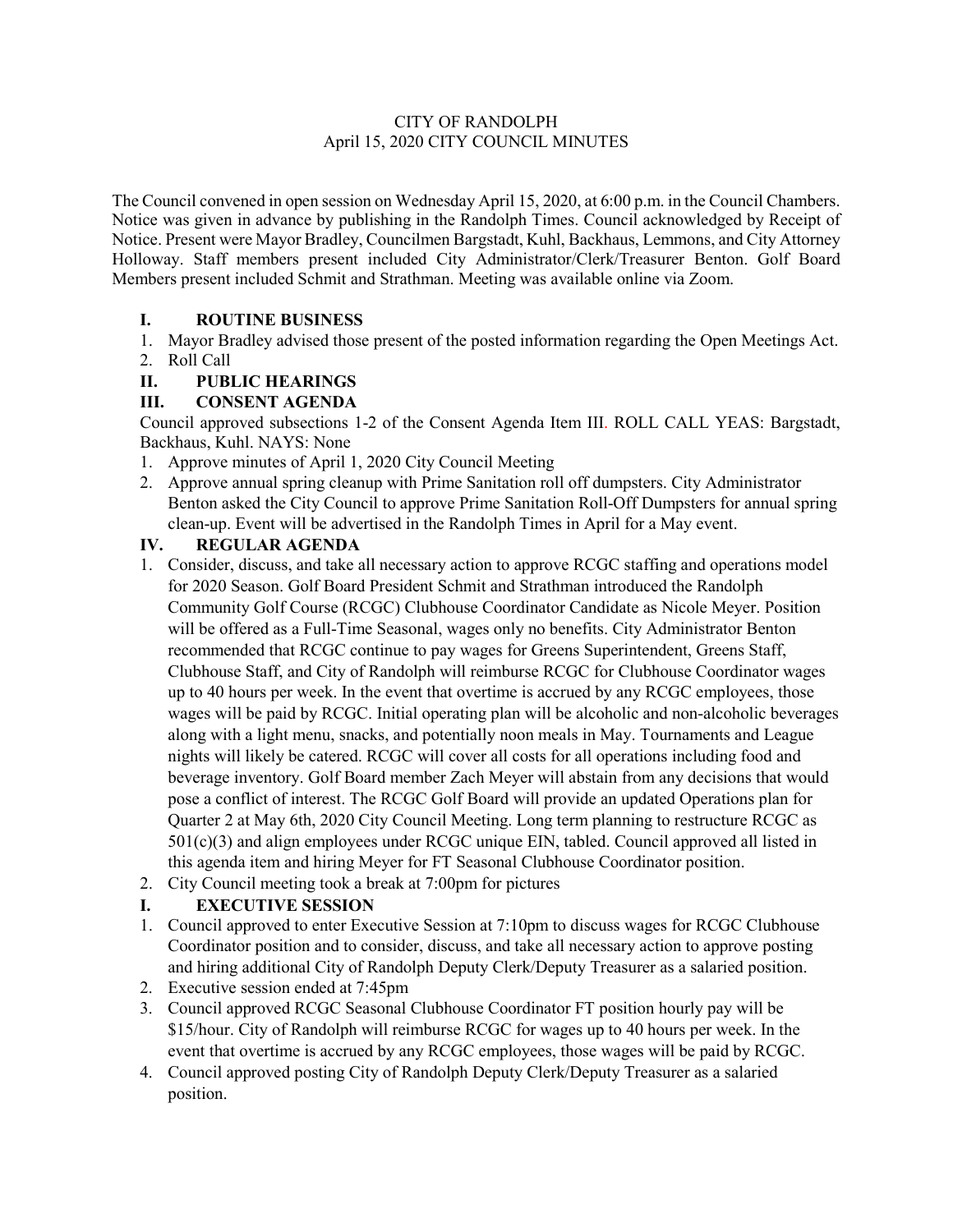# CITY OF RANDOLPH

## April 15, 2020 CITY COUNCIL MINUTES

The Council convened in open session on Wednesday April 15, 2020, at 6:00 p.m. in the Council Chambers. Notice was given in advance by publishing in the Randolph Times. Council acknowledged by Receipt of Notice. Present were Mayor Bradley, Councilmen Bargstadt, Kuhl, Backhaus, Lemmons, and City Attorney Holloway. Staff members present included City Administrator/Clerk/Treasurer Benton. Golf Board Members present included Schmit and Strathman. Meeting was available online via Zoom.

### I. ROUTINE BUSINESS

1. Mayor Bradley advised those present of the posted information regarding the Open Meetings Act.
2. Roll Call

### II. PUBLIC HEARINGS

### III. CONSENT AGENDA

Council approved subsections 1-2 of the Consent Agenda Item III. ROLL CALL YEAS: Bargstadt, Backhaus, Kuhl. NAYS: None

1. Approve minutes of April 1, 2020 City Council Meeting
2. Approve annual spring cleanup with Prime Sanitation roll off dumpsters. City Administrator Benton asked the City Council to approve Prime Sanitation Roll-Off Dumpsters for annual spring clean-up. Event will be advertised in the Randolph Times in April for a May event.

### IV. REGULAR AGENDA

1. Consider, discuss, and take all necessary action to approve RCGC staffing and operations model for 2020 Season. Golf Board President Schmit and Strathman introduced the Randolph Community Golf Course (RCGC) Clubhouse Coordinator Candidate as Nicole Meyer. Position will be offered as a Full-Time Seasonal, wages only no benefits. City Administrator Benton recommended that RCGC continue to pay wages for Greens Superintendent, Greens Staff, Clubhouse Staff, and City of Randolph will reimburse RCGC for Clubhouse Coordinator wages up to 40 hours per week. In the event that overtime is accrued by any RCGC employees, those wages will be paid by RCGC. Initial operating plan will be alcoholic and non-alcoholic beverages along with a light menu, snacks, and potentially noon meals in May. Tournaments and League nights will likely be catered. RCGC will cover all costs for all operations including food and beverage inventory. Golf Board member Zach Meyer will abstain from any decisions that would pose a conflict of interest. The RCGC Golf Board will provide an updated Operations plan for Quarter 2 at May 6th, 2020 City Council Meeting. Long term planning to restructure RCGC as 501(c)(3) and align employees under RCGC unique EIN, tabled. Council approved all listed in this agenda item and hiring Meyer for FT Seasonal Clubhouse Coordinator position.
2. City Council meeting took a break at 7:00pm for pictures

### I. EXECUTIVE SESSION

1. Council approved to enter Executive Session at 7:10pm to discuss wages for RCGC Clubhouse Coordinator position and to consider, discuss, and take all necessary action to approve posting and hiring additional City of Randolph Deputy Clerk/Deputy Treasurer as a salaried position.
2. Executive session ended at 7:45pm
3. Council approved RCGC Seasonal Clubhouse Coordinator FT position hourly pay will be $15/hour. City of Randolph will reimburse RCGC for wages up to 40 hours per week. In the event that overtime is accrued by any RCGC employees, those wages will be paid by RCGC.
4. Council approved posting City of Randolph Deputy Clerk/Deputy Treasurer as a salaried position.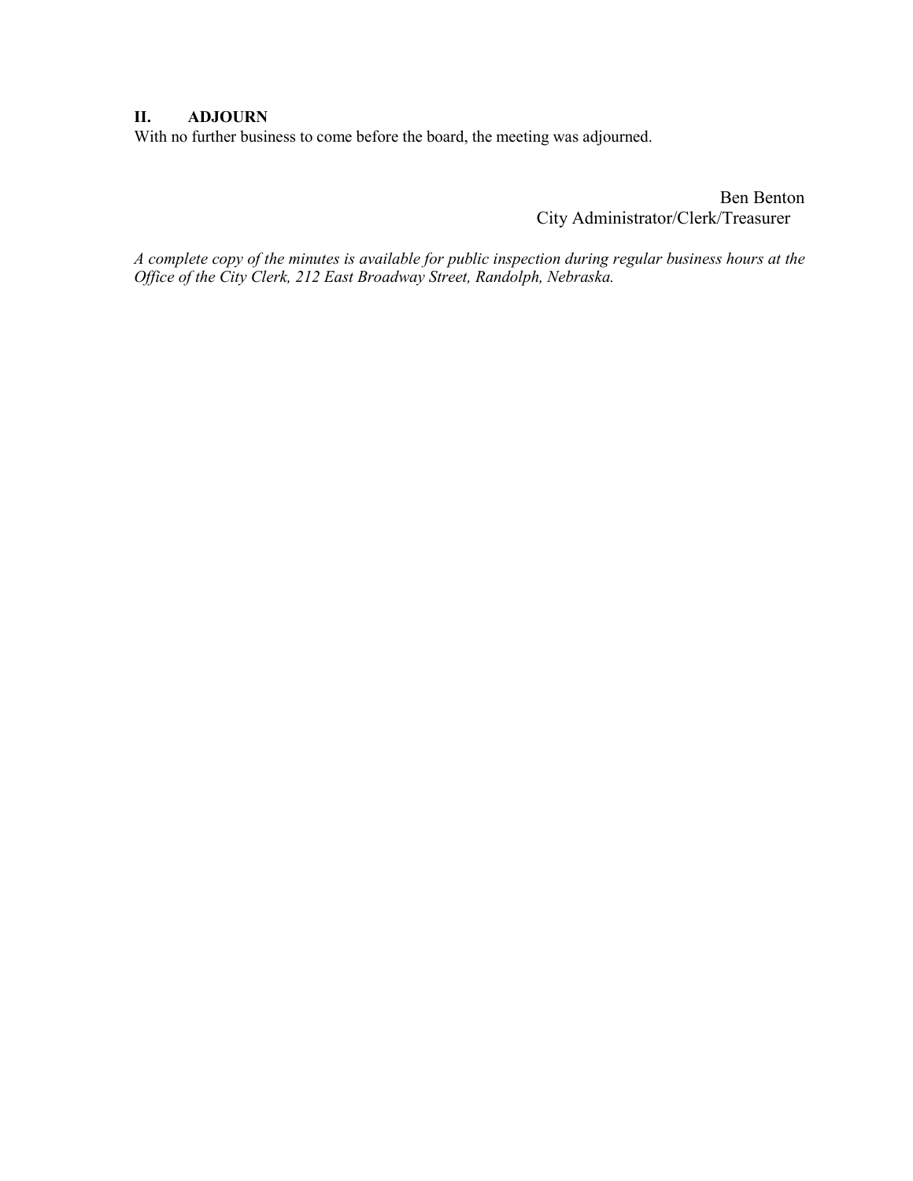## II. ADJOURN

With no further business to come before the board, the meeting was adjourned.

Ben Benton
City Administrator/Clerk/Treasurer

*A complete copy of the minutes is available for public inspection during regular business hours at the Office of the City Clerk, 212 East Broadway Street, Randolph, Nebraska.*